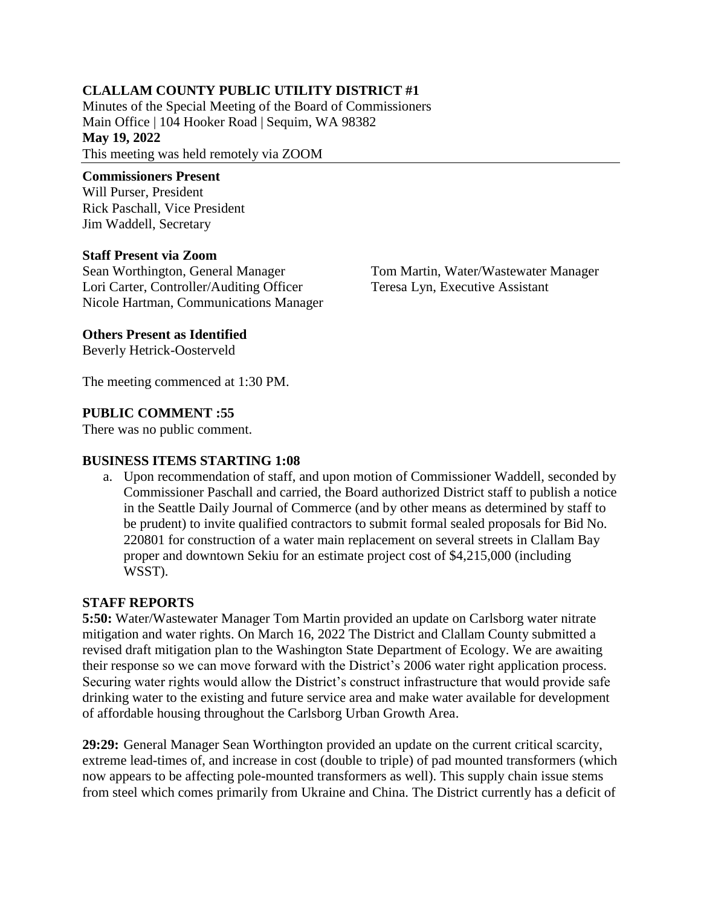**CLALLAM COUNTY PUBLIC UTILITY DISTRICT #1**

Minutes of the Special Meeting of the Board of Commissioners
Main Office | 104 Hooker Road | Sequim, WA 98382
**May 19, 2022**
This meeting was held remotely via ZOOM

**Commissioners Present**
Will Purser, President
Rick Paschall, Vice President
Jim Waddell, Secretary

**Staff Present via Zoom**
Sean Worthington, General Manager
Lori Carter, Controller/Auditing Officer
Nicole Hartman, Communications Manager
Tom Martin, Water/Wastewater Manager
Teresa Lyn, Executive Assistant

**Others Present as Identified**
Beverly Hetrick-Oosterveld

The meeting commenced at 1:30 PM.

**PUBLIC COMMENT :55**
There was no public comment.

**BUSINESS ITEMS STARTING 1:08**

a. Upon recommendation of staff, and upon motion of Commissioner Waddell, seconded by Commissioner Paschall and carried, the Board authorized District staff to publish a notice in the Seattle Daily Journal of Commerce (and by other means as determined by staff to be prudent) to invite qualified contractors to submit formal sealed proposals for Bid No. 220801 for construction of a water main replacement on several streets in Clallam Bay proper and downtown Sekiu for an estimate project cost of $4,215,000 (including WSST).

**STAFF REPORTS**

**5:50:** Water/Wastewater Manager Tom Martin provided an update on Carlsborg water nitrate mitigation and water rights. On March 16, 2022 The District and Clallam County submitted a revised draft mitigation plan to the Washington State Department of Ecology. We are awaiting their response so we can move forward with the District's 2006 water right application process. Securing water rights would allow the District's construct infrastructure that would provide safe drinking water to the existing and future service area and make water available for development of affordable housing throughout the Carlsborg Urban Growth Area.

**29:29:** General Manager Sean Worthington provided an update on the current critical scarcity, extreme lead-times of, and increase in cost (double to triple) of pad mounted transformers (which now appears to be affecting pole-mounted transformers as well). This supply chain issue stems from steel which comes primarily from Ukraine and China. The District currently has a deficit of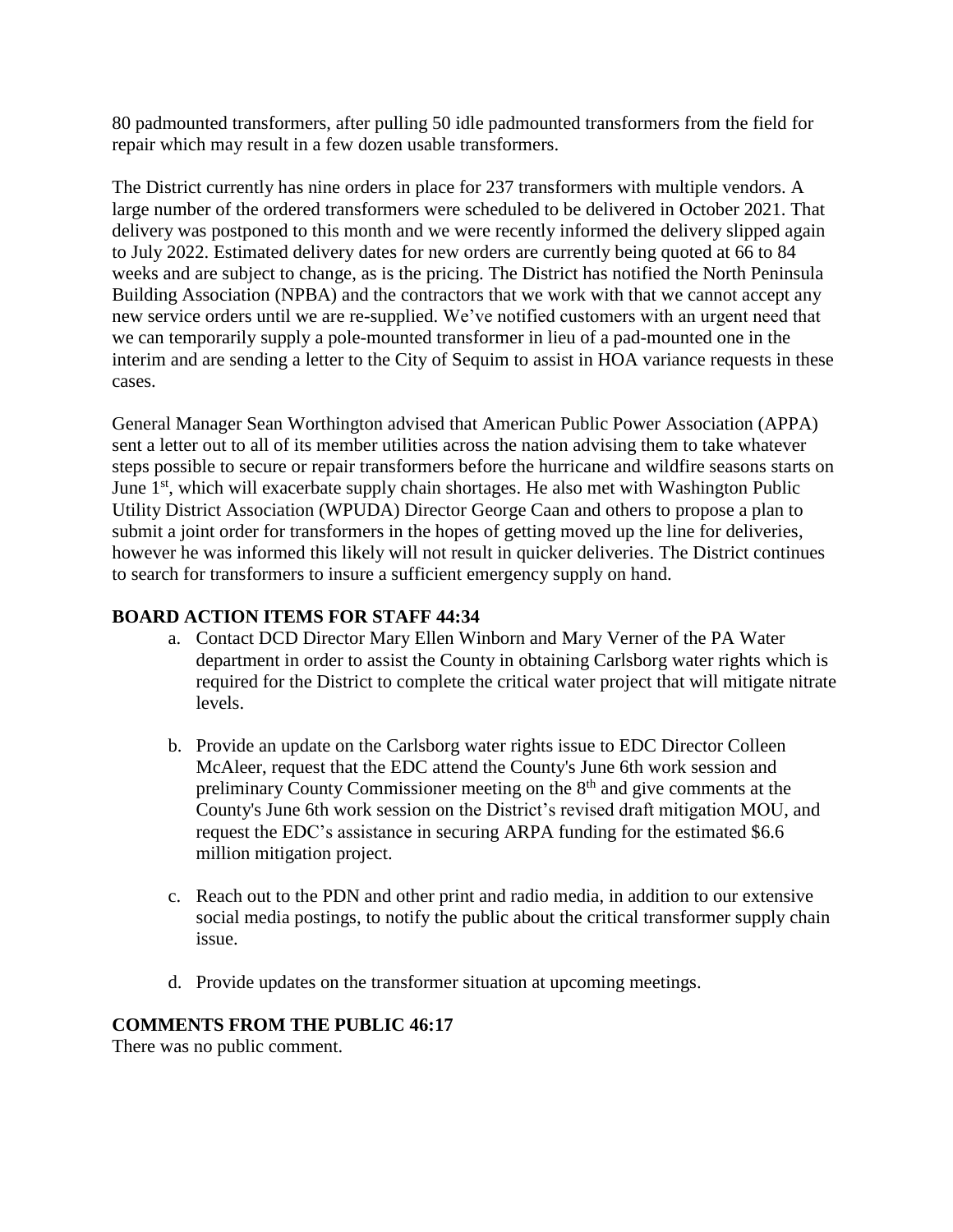80 padmounted transformers, after pulling 50 idle padmounted transformers from the field for repair which may result in a few dozen usable transformers.

The District currently has nine orders in place for 237 transformers with multiple vendors. A large number of the ordered transformers were scheduled to be delivered in October 2021. That delivery was postponed to this month and we were recently informed the delivery slipped again to July 2022. Estimated delivery dates for new orders are currently being quoted at 66 to 84 weeks and are subject to change, as is the pricing. The District has notified the North Peninsula Building Association (NPBA) and the contractors that we work with that we cannot accept any new service orders until we are re-supplied. We've notified customers with an urgent need that we can temporarily supply a pole-mounted transformer in lieu of a pad-mounted one in the interim and are sending a letter to the City of Sequim to assist in HOA variance requests in these cases.

General Manager Sean Worthington advised that American Public Power Association (APPA) sent a letter out to all of its member utilities across the nation advising them to take whatever steps possible to secure or repair transformers before the hurricane and wildfire seasons starts on June 1st, which will exacerbate supply chain shortages. He also met with Washington Public Utility District Association (WPUDA) Director George Caan and others to propose a plan to submit a joint order for transformers in the hopes of getting moved up the line for deliveries, however he was informed this likely will not result in quicker deliveries. The District continues to search for transformers to insure a sufficient emergency supply on hand.

**BOARD ACTION ITEMS FOR STAFF 44:34**

a. Contact DCD Director Mary Ellen Winborn and Mary Verner of the PA Water department in order to assist the County in obtaining Carlsborg water rights which is required for the District to complete the critical water project that will mitigate nitrate levels.

b. Provide an update on the Carlsborg water rights issue to EDC Director Colleen McAleer, request that the EDC attend the County's June 6th work session and preliminary County Commissioner meeting on the 8th and give comments at the County's June 6th work session on the District's revised draft mitigation MOU, and request the EDC's assistance in securing ARPA funding for the estimated $6.6 million mitigation project.

c. Reach out to the PDN and other print and radio media, in addition to our extensive social media postings, to notify the public about the critical transformer supply chain issue.

d. Provide updates on the transformer situation at upcoming meetings.

**COMMENTS FROM THE PUBLIC 46:17**

There was no public comment.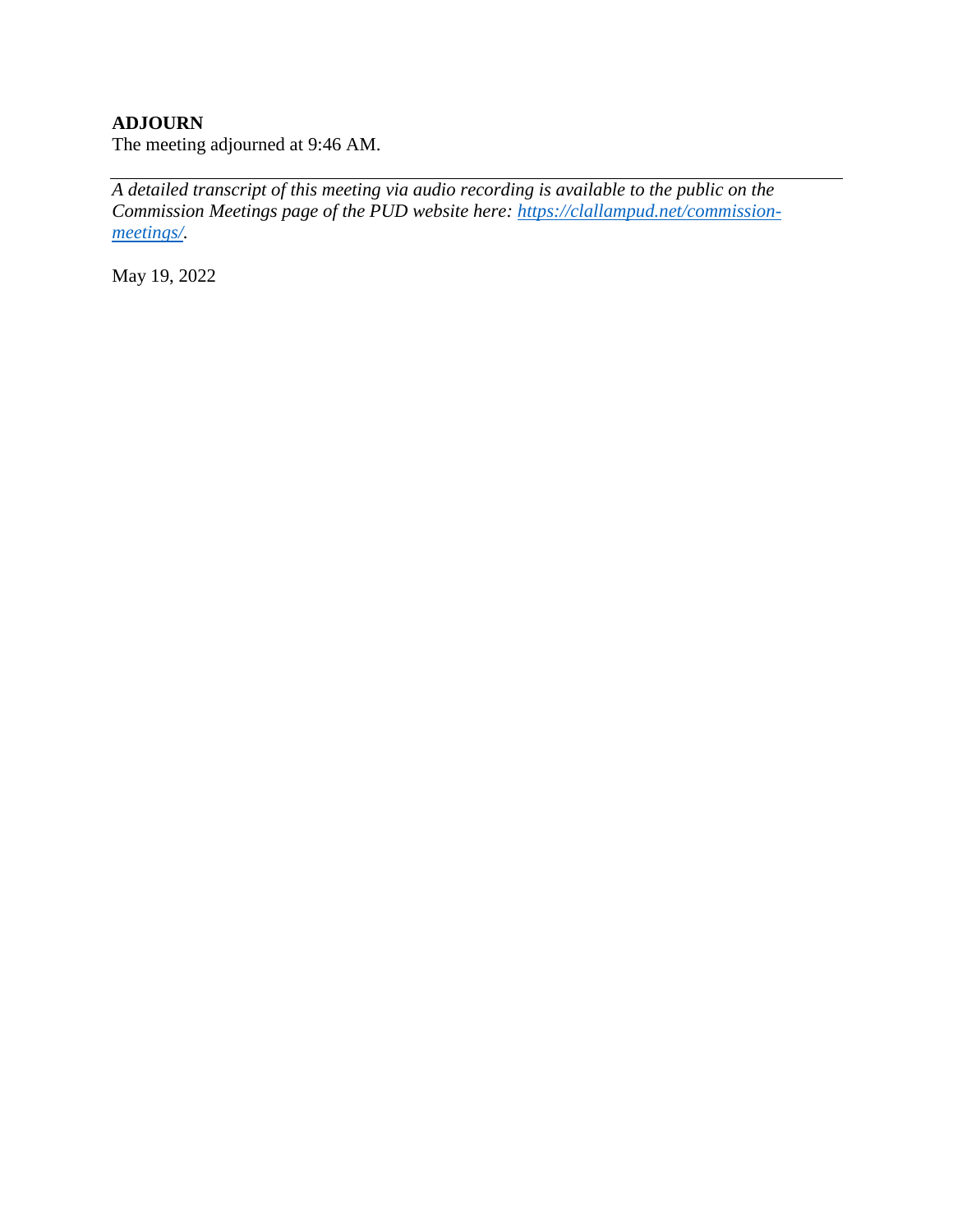**ADJOURN**
The meeting adjourned at 9:46 AM.

---

*A detailed transcript of this meeting via audio recording is available to the public on the Commission Meetings page of the PUD website here: [https://clallampud.net/commission-meetings/](https://clallampud.net/commission-meetings/).*

May 19, 2022